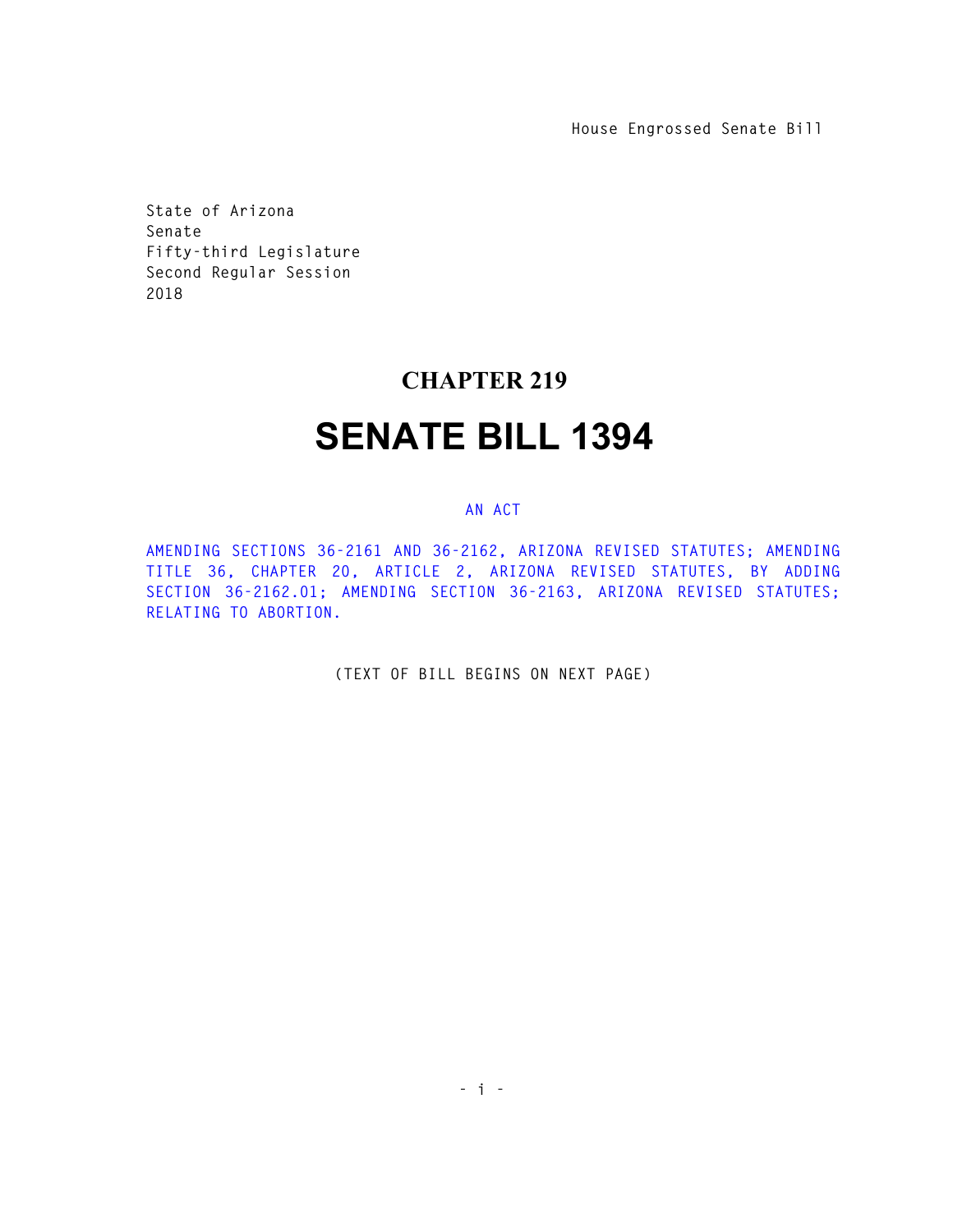House Engrossed Senate Bill

State of Arizona
Senate
Fifty-third Legislature
Second Regular Session
2018

# CHAPTER 219

# SENATE BILL 1394

AN ACT

AMENDING SECTIONS 36-2161 AND 36-2162, ARIZONA REVISED STATUTES; AMENDING TITLE 36, CHAPTER 20, ARTICLE 2, ARIZONA REVISED STATUTES, BY ADDING SECTION 36-2162.01; AMENDING SECTION 36-2163, ARIZONA REVISED STATUTES; RELATING TO ABORTION.

(TEXT OF BILL BEGINS ON NEXT PAGE)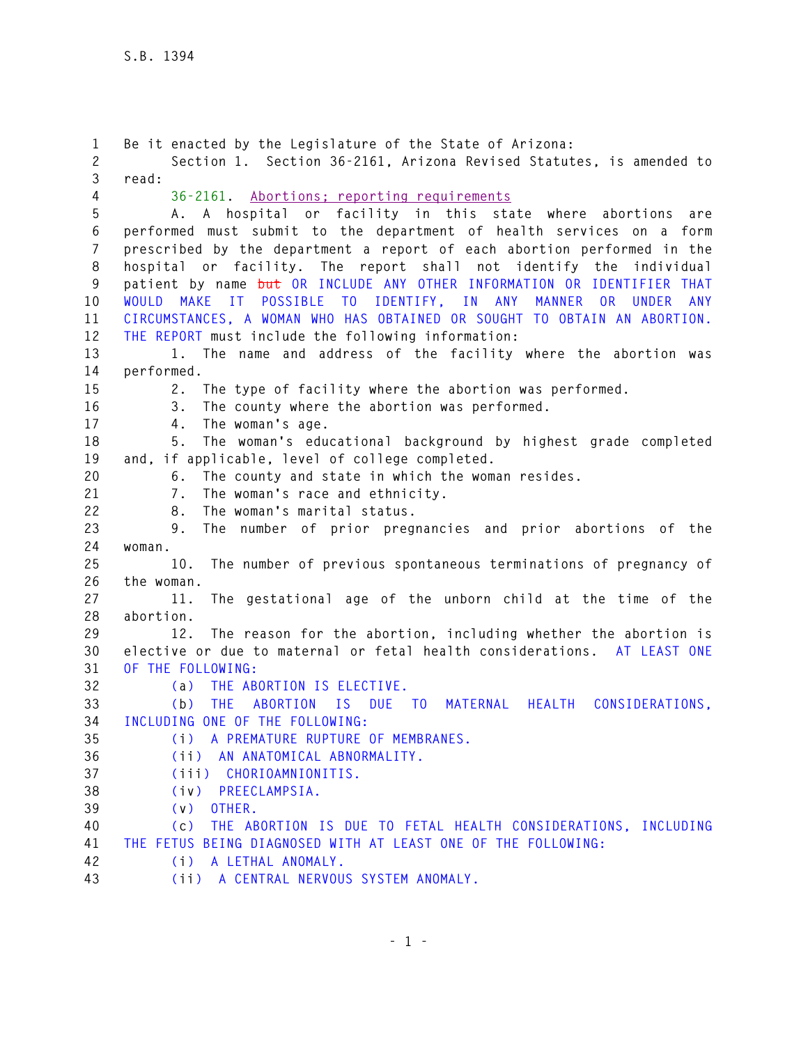Be it enacted by the Legislature of the State of Arizona:

Section 1. Section 36-2161, Arizona Revised Statutes, is amended to read:

36-2161. Abortions; reporting requirements

A. A hospital or facility in this state where abortions are performed must submit to the department of health services on a form prescribed by the department a report of each abortion performed in the hospital or facility. The report shall not identify the individual patient by name ~~but~~ OR INCLUDE ANY OTHER INFORMATION OR IDENTIFIER THAT WOULD MAKE IT POSSIBLE TO IDENTIFY, IN ANY MANNER OR UNDER ANY CIRCUMSTANCES, A WOMAN WHO HAS OBTAINED OR SOUGHT TO OBTAIN AN ABORTION. THE REPORT must include the following information:

1. The name and address of the facility where the abortion was performed.
2. The type of facility where the abortion was performed.
3. The county where the abortion was performed.
4. The woman's age.
5. The woman's educational background by highest grade completed and, if applicable, level of college completed.
6. The county and state in which the woman resides.
7. The woman's race and ethnicity.
8. The woman's marital status.
9. The number of prior pregnancies and prior abortions of the woman.
10. The number of previous spontaneous terminations of pregnancy of the woman.
11. The gestational age of the unborn child at the time of the abortion.
12. The reason for the abortion, including whether the abortion is elective or due to maternal or fetal health considerations. AT LEAST ONE OF THE FOLLOWING:

(a) THE ABORTION IS ELECTIVE.

(b) THE ABORTION IS DUE TO MATERNAL HEALTH CONSIDERATIONS, INCLUDING ONE OF THE FOLLOWING:

(i) A PREMATURE RUPTURE OF MEMBRANES.

(ii) AN ANATOMICAL ABNORMALITY.

(iii) CHORIOAMNIONITIS.

(iv) PREECLAMPSIA.

(v) OTHER.

(c) THE ABORTION IS DUE TO FETAL HEALTH CONSIDERATIONS, INCLUDING THE FETUS BEING DIAGNOSED WITH AT LEAST ONE OF THE FOLLOWING:

(i) A LETHAL ANOMALY.

(ii) A CENTRAL NERVOUS SYSTEM ANOMALY.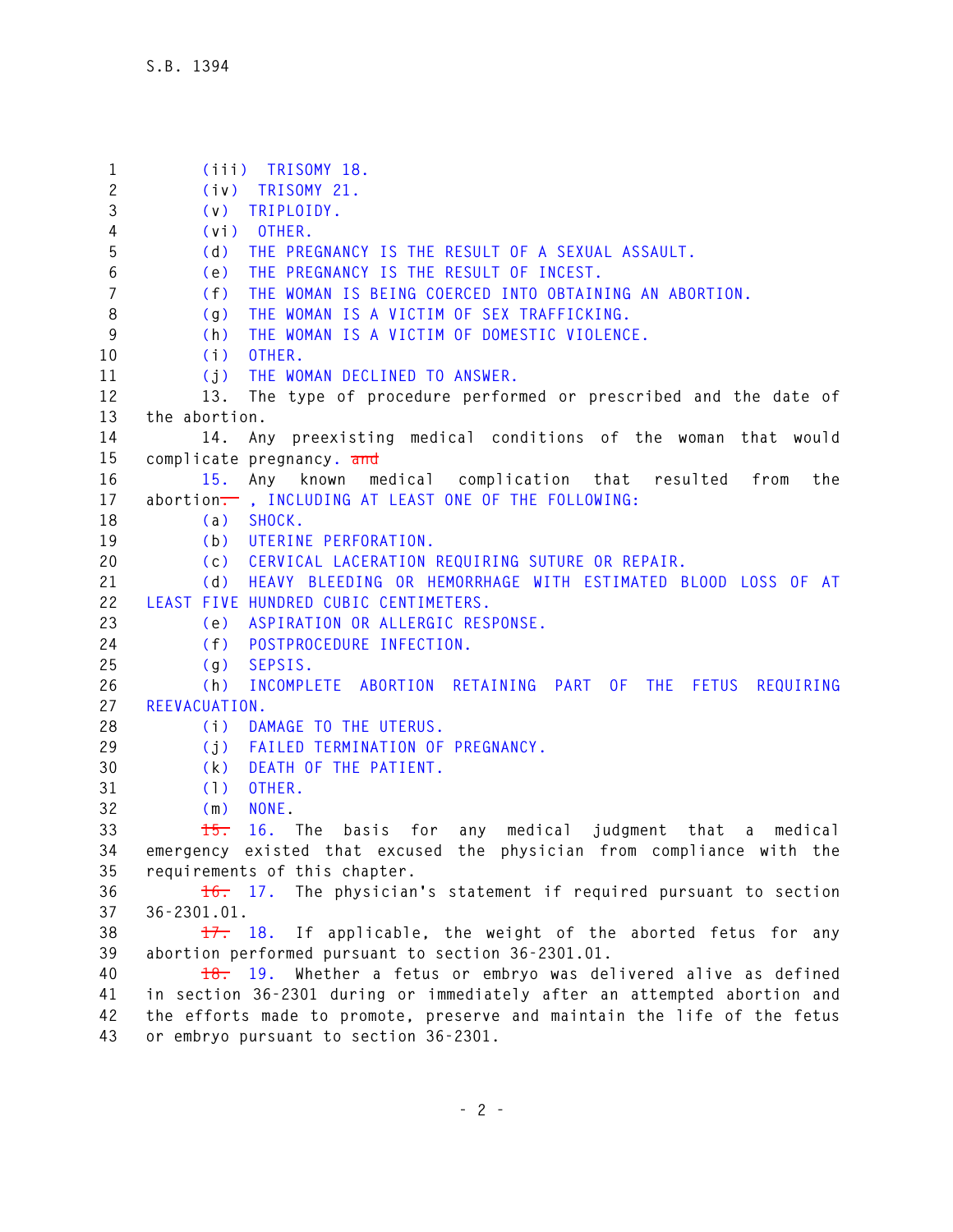(iii) TRISOMY 18.

(iv) TRISOMY 21.

(v) TRIPLOIDY.

(vi) OTHER.

(d) THE PREGNANCY IS THE RESULT OF A SEXUAL ASSAULT.

(e) THE PREGNANCY IS THE RESULT OF INCEST.

(f) THE WOMAN IS BEING COERCED INTO OBTAINING AN ABORTION.

(g) THE WOMAN IS A VICTIM OF SEX TRAFFICKING.

(h) THE WOMAN IS A VICTIM OF DOMESTIC VIOLENCE.

(i) OTHER.

(j) THE WOMAN DECLINED TO ANSWER.

13. The type of procedure performed or prescribed and the date of the abortion.

14. Any preexisting medical conditions of the woman that would complicate pregnancy. ~~and~~

15. Any known medical complication that resulted from the abortion~~.~~ , INCLUDING AT LEAST ONE OF THE FOLLOWING:

(a) SHOCK.

(b) UTERINE PERFORATION.

(c) CERVICAL LACERATION REQUIRING SUTURE OR REPAIR.

(d) HEAVY BLEEDING OR HEMORRHAGE WITH ESTIMATED BLOOD LOSS OF AT LEAST FIVE HUNDRED CUBIC CENTIMETERS.

(e) ASPIRATION OR ALLERGIC RESPONSE.

(f) POSTPROCEDURE INFECTION.

(g) SEPSIS.

(h) INCOMPLETE ABORTION RETAINING PART OF THE FETUS REQUIRING REEVACUATION.

(i) DAMAGE TO THE UTERUS.

(j) FAILED TERMINATION OF PREGNANCY.

(k) DEATH OF THE PATIENT.

(l) OTHER.

(m) NONE.

~~15.~~ 16. The basis for any medical judgment that a medical emergency existed that excused the physician from compliance with the requirements of this chapter.

~~16.~~ 17. The physician's statement if required pursuant to section 36-2301.01.

~~17.~~ 18. If applicable, the weight of the aborted fetus for any abortion performed pursuant to section 36-2301.01.

~~18.~~ 19. Whether a fetus or embryo was delivered alive as defined in section 36-2301 during or immediately after an attempted abortion and the efforts made to promote, preserve and maintain the life of the fetus or embryo pursuant to section 36-2301.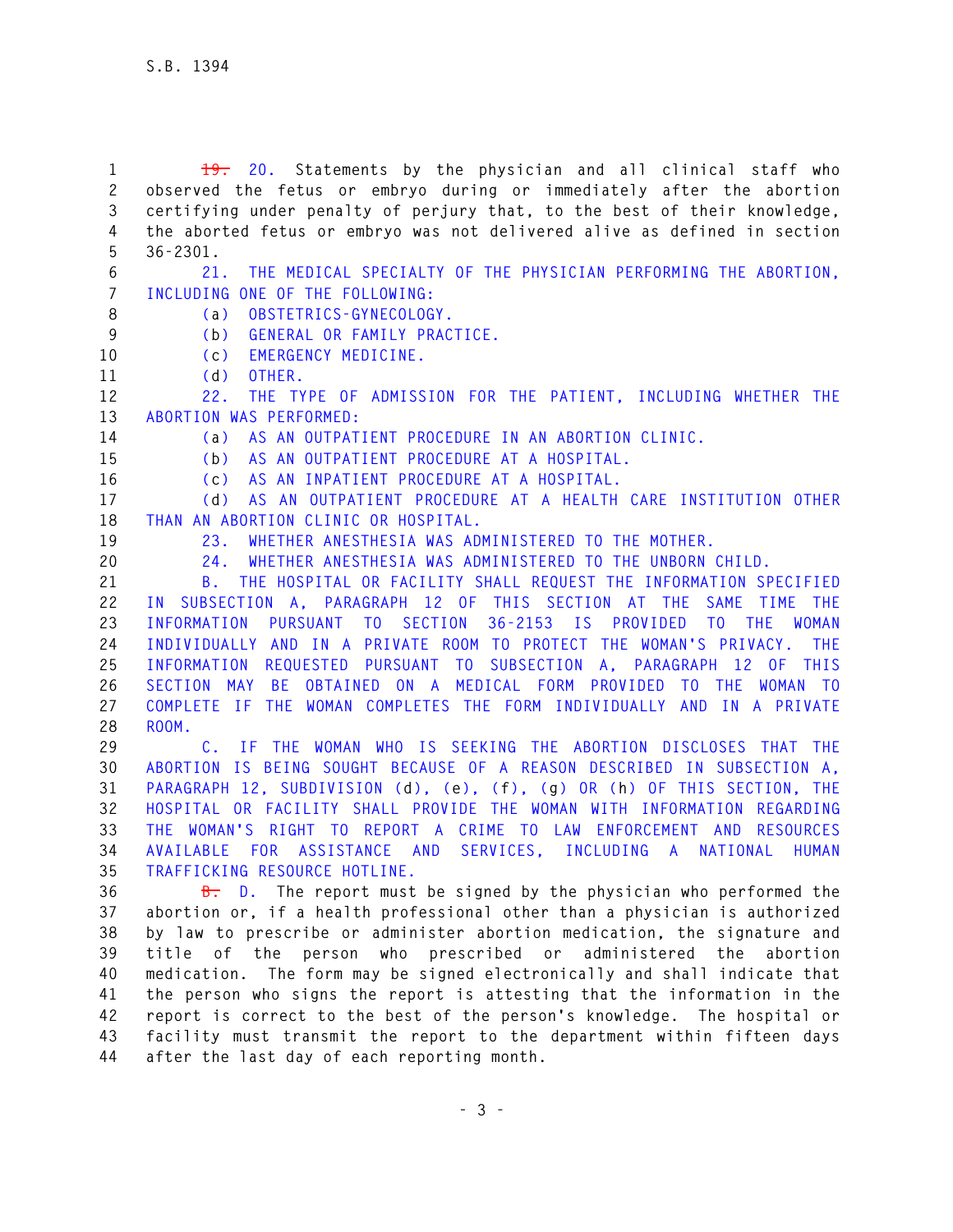~~19.~~ 20. Statements by the physician and all clinical staff who observed the fetus or embryo during or immediately after the abortion certifying under penalty of perjury that, to the best of their knowledge, the aborted fetus or embryo was not delivered alive as defined in section 36-2301.

21. THE MEDICAL SPECIALTY OF THE PHYSICIAN PERFORMING THE ABORTION, INCLUDING ONE OF THE FOLLOWING:

(a) OBSTETRICS-GYNECOLOGY.

(b) GENERAL OR FAMILY PRACTICE.

(c) EMERGENCY MEDICINE.

(d) OTHER.

22. THE TYPE OF ADMISSION FOR THE PATIENT, INCLUDING WHETHER THE ABORTION WAS PERFORMED:

(a) AS AN OUTPATIENT PROCEDURE IN AN ABORTION CLINIC.

(b) AS AN OUTPATIENT PROCEDURE AT A HOSPITAL.

(c) AS AN INPATIENT PROCEDURE AT A HOSPITAL.

(d) AS AN OUTPATIENT PROCEDURE AT A HEALTH CARE INSTITUTION OTHER THAN AN ABORTION CLINIC OR HOSPITAL.

23. WHETHER ANESTHESIA WAS ADMINISTERED TO THE MOTHER.

24. WHETHER ANESTHESIA WAS ADMINISTERED TO THE UNBORN CHILD.

B. THE HOSPITAL OR FACILITY SHALL REQUEST THE INFORMATION SPECIFIED IN SUBSECTION A, PARAGRAPH 12 OF THIS SECTION AT THE SAME TIME THE INFORMATION PURSUANT TO SECTION 36-2153 IS PROVIDED TO THE WOMAN INDIVIDUALLY AND IN A PRIVATE ROOM TO PROTECT THE WOMAN'S PRIVACY. THE INFORMATION REQUESTED PURSUANT TO SUBSECTION A, PARAGRAPH 12 OF THIS SECTION MAY BE OBTAINED ON A MEDICAL FORM PROVIDED TO THE WOMAN TO COMPLETE IF THE WOMAN COMPLETES THE FORM INDIVIDUALLY AND IN A PRIVATE ROOM.

C. IF THE WOMAN WHO IS SEEKING THE ABORTION DISCLOSES THAT THE ABORTION IS BEING SOUGHT BECAUSE OF A REASON DESCRIBED IN SUBSECTION A, PARAGRAPH 12, SUBDIVISION (d), (e), (f), (g) OR (h) OF THIS SECTION, THE HOSPITAL OR FACILITY SHALL PROVIDE THE WOMAN WITH INFORMATION REGARDING THE WOMAN'S RIGHT TO REPORT A CRIME TO LAW ENFORCEMENT AND RESOURCES AVAILABLE FOR ASSISTANCE AND SERVICES, INCLUDING A NATIONAL HUMAN TRAFFICKING RESOURCE HOTLINE.

~~B.~~ D. The report must be signed by the physician who performed the abortion or, if a health professional other than a physician is authorized by law to prescribe or administer abortion medication, the signature and title of the person who prescribed or administered the abortion medication. The form may be signed electronically and shall indicate that the person who signs the report is attesting that the information in the report is correct to the best of the person's knowledge. The hospital or facility must transmit the report to the department within fifteen days after the last day of each reporting month.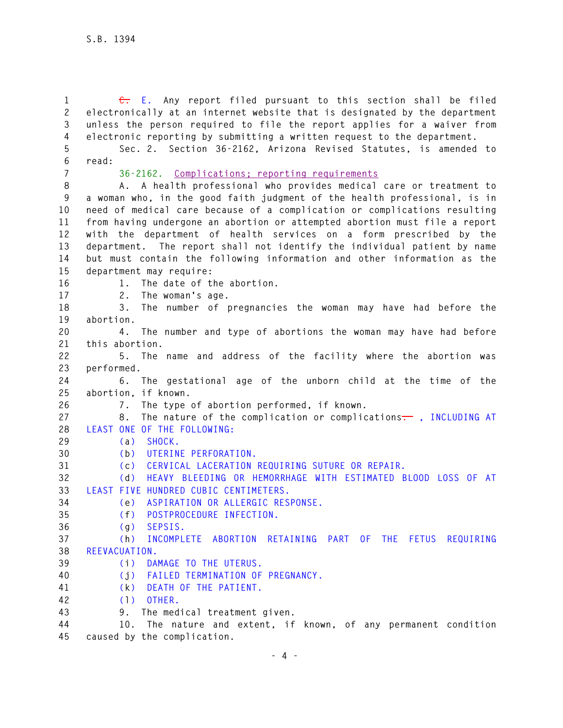~~C.~~ E. Any report filed pursuant to this section shall be filed electronically at an internet website that is designated by the department unless the person required to file the report applies for a waiver from electronic reporting by submitting a written request to the department.

Sec. 2. Section 36-2162, Arizona Revised Statutes, is amended to read:

36-2162. Complications; reporting requirements

A. A health professional who provides medical care or treatment to a woman who, in the good faith judgment of the health professional, is in need of medical care because of a complication or complications resulting from having undergone an abortion or attempted abortion must file a report with the department of health services on a form prescribed by the department. The report shall not identify the individual patient by name but must contain the following information and other information as the department may require:

1. The date of the abortion.
2. The woman's age.
3. The number of pregnancies the woman may have had before the abortion.
4. The number and type of abortions the woman may have had before this abortion.
5. The name and address of the facility where the abortion was performed.
6. The gestational age of the unborn child at the time of the abortion, if known.
7. The type of abortion performed, if known.
8. The nature of the complication or complications~~.~~ , INCLUDING AT LEAST ONE OF THE FOLLOWING:

(a) SHOCK.

(b) UTERINE PERFORATION.

(c) CERVICAL LACERATION REQUIRING SUTURE OR REPAIR.

(d) HEAVY BLEEDING OR HEMORRHAGE WITH ESTIMATED BLOOD LOSS OF AT LEAST FIVE HUNDRED CUBIC CENTIMETERS.

(e) ASPIRATION OR ALLERGIC RESPONSE.

(f) POSTPROCEDURE INFECTION.

(g) SEPSIS.

(h) INCOMPLETE ABORTION RETAINING PART OF THE FETUS REQUIRING REEVACUATION.

(i) DAMAGE TO THE UTERUS.

(j) FAILED TERMINATION OF PREGNANCY.

(k) DEATH OF THE PATIENT.

(l) OTHER.

9. The medical treatment given.
10. The nature and extent, if known, of any permanent condition caused by the complication.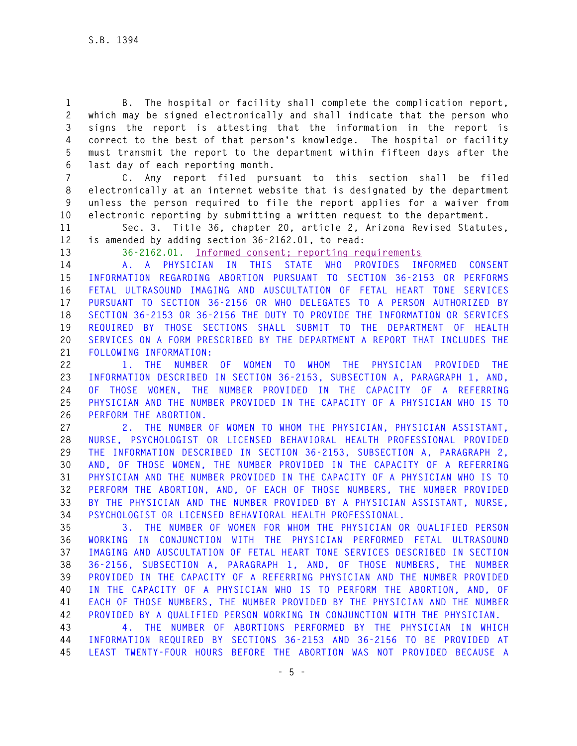B. The hospital or facility shall complete the complication report, which may be signed electronically and shall indicate that the person who signs the report is attesting that the information in the report is correct to the best of that person's knowledge. The hospital or facility must transmit the report to the department within fifteen days after the last day of each reporting month.

C. Any report filed pursuant to this section shall be filed electronically at an internet website that is designated by the department unless the person required to file the report applies for a waiver from electronic reporting by submitting a written request to the department.

Sec. 3. Title 36, chapter 20, article 2, Arizona Revised Statutes, is amended by adding section 36-2162.01, to read:

36-2162.01. Informed consent; reporting requirements

A. A PHYSICIAN IN THIS STATE WHO PROVIDES INFORMED CONSENT INFORMATION REGARDING ABORTION PURSUANT TO SECTION 36-2153 OR PERFORMS FETAL ULTRASOUND IMAGING AND AUSCULTATION OF FETAL HEART TONE SERVICES PURSUANT TO SECTION 36-2156 OR WHO DELEGATES TO A PERSON AUTHORIZED BY SECTION 36-2153 OR 36-2156 THE DUTY TO PROVIDE THE INFORMATION OR SERVICES REQUIRED BY THOSE SECTIONS SHALL SUBMIT TO THE DEPARTMENT OF HEALTH SERVICES ON A FORM PRESCRIBED BY THE DEPARTMENT A REPORT THAT INCLUDES THE FOLLOWING INFORMATION:

1. THE NUMBER OF WOMEN TO WHOM THE PHYSICIAN PROVIDED THE INFORMATION DESCRIBED IN SECTION 36-2153, SUBSECTION A, PARAGRAPH 1, AND, OF THOSE WOMEN, THE NUMBER PROVIDED IN THE CAPACITY OF A REFERRING PHYSICIAN AND THE NUMBER PROVIDED IN THE CAPACITY OF A PHYSICIAN WHO IS TO PERFORM THE ABORTION.

2. THE NUMBER OF WOMEN TO WHOM THE PHYSICIAN, PHYSICIAN ASSISTANT, NURSE, PSYCHOLOGIST OR LICENSED BEHAVIORAL HEALTH PROFESSIONAL PROVIDED THE INFORMATION DESCRIBED IN SECTION 36-2153, SUBSECTION A, PARAGRAPH 2, AND, OF THOSE WOMEN, THE NUMBER PROVIDED IN THE CAPACITY OF A REFERRING PHYSICIAN AND THE NUMBER PROVIDED IN THE CAPACITY OF A PHYSICIAN WHO IS TO PERFORM THE ABORTION, AND, OF EACH OF THOSE NUMBERS, THE NUMBER PROVIDED BY THE PHYSICIAN AND THE NUMBER PROVIDED BY A PHYSICIAN ASSISTANT, NURSE, PSYCHOLOGIST OR LICENSED BEHAVIORAL HEALTH PROFESSIONAL.

3. THE NUMBER OF WOMEN FOR WHOM THE PHYSICIAN OR QUALIFIED PERSON WORKING IN CONJUNCTION WITH THE PHYSICIAN PERFORMED FETAL ULTRASOUND IMAGING AND AUSCULTATION OF FETAL HEART TONE SERVICES DESCRIBED IN SECTION 36-2156, SUBSECTION A, PARAGRAPH 1, AND, OF THOSE NUMBERS, THE NUMBER PROVIDED IN THE CAPACITY OF A REFERRING PHYSICIAN AND THE NUMBER PROVIDED IN THE CAPACITY OF A PHYSICIAN WHO IS TO PERFORM THE ABORTION, AND, OF EACH OF THOSE NUMBERS, THE NUMBER PROVIDED BY THE PHYSICIAN AND THE NUMBER PROVIDED BY A QUALIFIED PERSON WORKING IN CONJUNCTION WITH THE PHYSICIAN.

4. THE NUMBER OF ABORTIONS PERFORMED BY THE PHYSICIAN IN WHICH INFORMATION REQUIRED BY SECTIONS 36-2153 AND 36-2156 TO BE PROVIDED AT LEAST TWENTY-FOUR HOURS BEFORE THE ABORTION WAS NOT PROVIDED BECAUSE A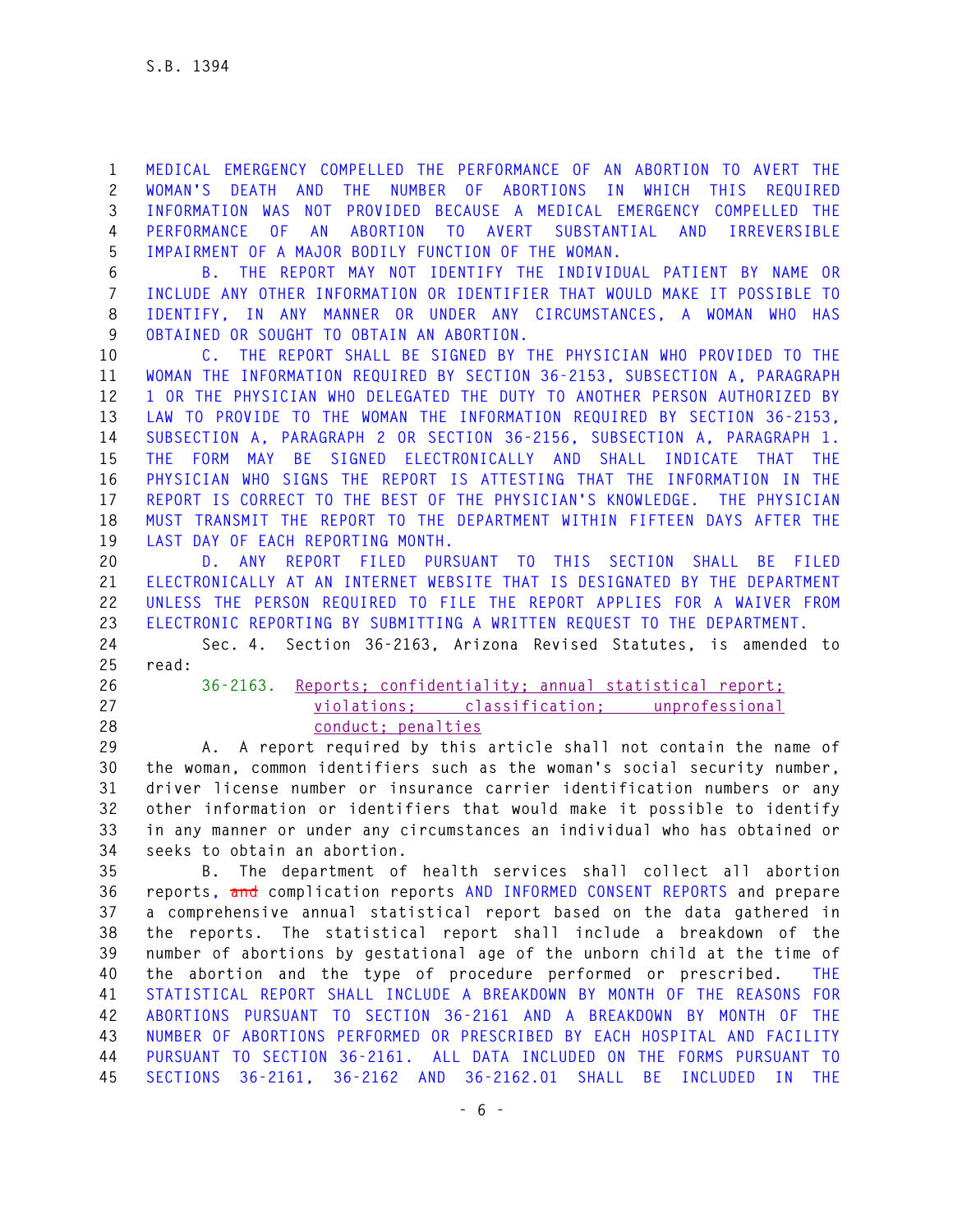MEDICAL EMERGENCY COMPELLED THE PERFORMANCE OF AN ABORTION TO AVERT THE WOMAN'S DEATH AND THE NUMBER OF ABORTIONS IN WHICH THIS REQUIRED INFORMATION WAS NOT PROVIDED BECAUSE A MEDICAL EMERGENCY COMPELLED THE PERFORMANCE OF AN ABORTION TO AVERT SUBSTANTIAL AND IRREVERSIBLE IMPAIRMENT OF A MAJOR BODILY FUNCTION OF THE WOMAN.

B. THE REPORT MAY NOT IDENTIFY THE INDIVIDUAL PATIENT BY NAME OR INCLUDE ANY OTHER INFORMATION OR IDENTIFIER THAT WOULD MAKE IT POSSIBLE TO IDENTIFY, IN ANY MANNER OR UNDER ANY CIRCUMSTANCES, A WOMAN WHO HAS OBTAINED OR SOUGHT TO OBTAIN AN ABORTION.

C. THE REPORT SHALL BE SIGNED BY THE PHYSICIAN WHO PROVIDED TO THE WOMAN THE INFORMATION REQUIRED BY SECTION 36-2153, SUBSECTION A, PARAGRAPH 1 OR THE PHYSICIAN WHO DELEGATED THE DUTY TO ANOTHER PERSON AUTHORIZED BY LAW TO PROVIDE TO THE WOMAN THE INFORMATION REQUIRED BY SECTION 36-2153, SUBSECTION A, PARAGRAPH 2 OR SECTION 36-2156, SUBSECTION A, PARAGRAPH 1. THE FORM MAY BE SIGNED ELECTRONICALLY AND SHALL INDICATE THAT THE PHYSICIAN WHO SIGNS THE REPORT IS ATTESTING THAT THE INFORMATION IN THE REPORT IS CORRECT TO THE BEST OF THE PHYSICIAN'S KNOWLEDGE. THE PHYSICIAN MUST TRANSMIT THE REPORT TO THE DEPARTMENT WITHIN FIFTEEN DAYS AFTER THE LAST DAY OF EACH REPORTING MONTH.

D. ANY REPORT FILED PURSUANT TO THIS SECTION SHALL BE FILED ELECTRONICALLY AT AN INTERNET WEBSITE THAT IS DESIGNATED BY THE DEPARTMENT UNLESS THE PERSON REQUIRED TO FILE THE REPORT APPLIES FOR A WAIVER FROM ELECTRONIC REPORTING BY SUBMITTING A WRITTEN REQUEST TO THE DEPARTMENT.

Sec. 4. Section 36-2163, Arizona Revised Statutes, is amended to read:

36-2163. Reports; confidentiality; annual statistical report; violations; classification; unprofessional conduct; penalties

A. A report required by this article shall not contain the name of the woman, common identifiers such as the woman's social security number, driver license number or insurance carrier identification numbers or any other information or identifiers that would make it possible to identify in any manner or under any circumstances an individual who has obtained or seeks to obtain an abortion.

B. The department of health services shall collect all abortion reports, ~~and~~ complication reports AND INFORMED CONSENT REPORTS and prepare a comprehensive annual statistical report based on the data gathered in the reports. The statistical report shall include a breakdown of the number of abortions by gestational age of the unborn child at the time of the abortion and the type of procedure performed or prescribed. THE STATISTICAL REPORT SHALL INCLUDE A BREAKDOWN BY MONTH OF THE REASONS FOR ABORTIONS PURSUANT TO SECTION 36-2161 AND A BREAKDOWN BY MONTH OF THE NUMBER OF ABORTIONS PERFORMED OR PRESCRIBED BY EACH HOSPITAL AND FACILITY PURSUANT TO SECTION 36-2161. ALL DATA INCLUDED ON THE FORMS PURSUANT TO SECTIONS 36-2161, 36-2162 AND 36-2162.01 SHALL BE INCLUDED IN THE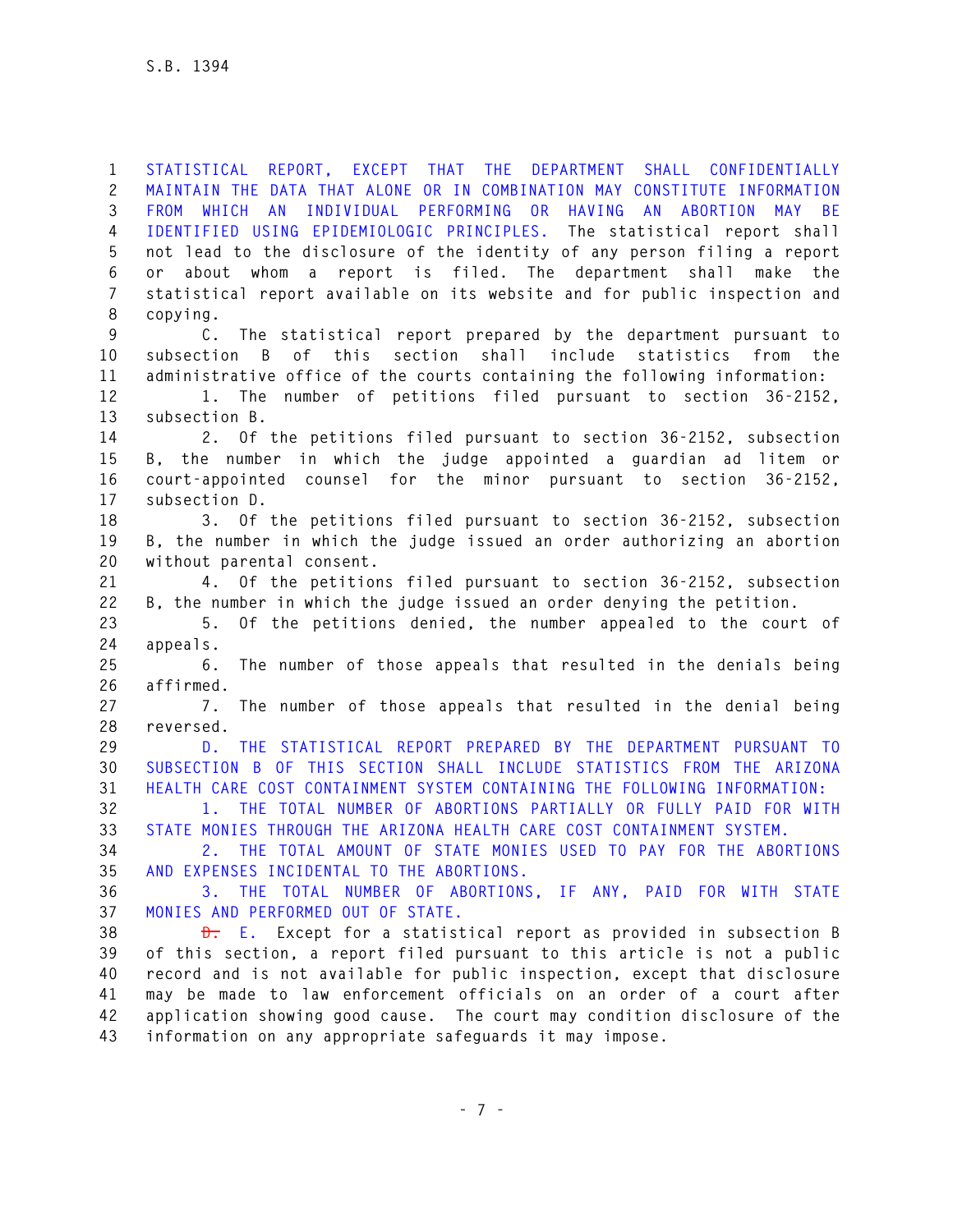STATISTICAL REPORT, EXCEPT THAT THE DEPARTMENT SHALL CONFIDENTIALLY MAINTAIN THE DATA THAT ALONE OR IN COMBINATION MAY CONSTITUTE INFORMATION FROM WHICH AN INDIVIDUAL PERFORMING OR HAVING AN ABORTION MAY BE IDENTIFIED USING EPIDEMIOLOGIC PRINCIPLES. The statistical report shall not lead to the disclosure of the identity of any person filing a report or about whom a report is filed. The department shall make the statistical report available on its website and for public inspection and copying.

C. The statistical report prepared by the department pursuant to subsection B of this section shall include statistics from the administrative office of the courts containing the following information:

1. The number of petitions filed pursuant to section 36-2152, subsection B.

2. Of the petitions filed pursuant to section 36-2152, subsection B, the number in which the judge appointed a guardian ad litem or court-appointed counsel for the minor pursuant to section 36-2152, subsection D.

3. Of the petitions filed pursuant to section 36-2152, subsection B, the number in which the judge issued an order authorizing an abortion without parental consent.

4. Of the petitions filed pursuant to section 36-2152, subsection B, the number in which the judge issued an order denying the petition.

5. Of the petitions denied, the number appealed to the court of appeals.

6. The number of those appeals that resulted in the denials being affirmed.

7. The number of those appeals that resulted in the denial being reversed.

D. THE STATISTICAL REPORT PREPARED BY THE DEPARTMENT PURSUANT TO SUBSECTION B OF THIS SECTION SHALL INCLUDE STATISTICS FROM THE ARIZONA HEALTH CARE COST CONTAINMENT SYSTEM CONTAINING THE FOLLOWING INFORMATION:

1. THE TOTAL NUMBER OF ABORTIONS PARTIALLY OR FULLY PAID FOR WITH STATE MONIES THROUGH THE ARIZONA HEALTH CARE COST CONTAINMENT SYSTEM.

2. THE TOTAL AMOUNT OF STATE MONIES USED TO PAY FOR THE ABORTIONS AND EXPENSES INCIDENTAL TO THE ABORTIONS.

3. THE TOTAL NUMBER OF ABORTIONS, IF ANY, PAID FOR WITH STATE MONIES AND PERFORMED OUT OF STATE.

~~D.~~ E. Except for a statistical report as provided in subsection B of this section, a report filed pursuant to this article is not a public record and is not available for public inspection, except that disclosure may be made to law enforcement officials on an order of a court after application showing good cause. The court may condition disclosure of the information on any appropriate safeguards it may impose.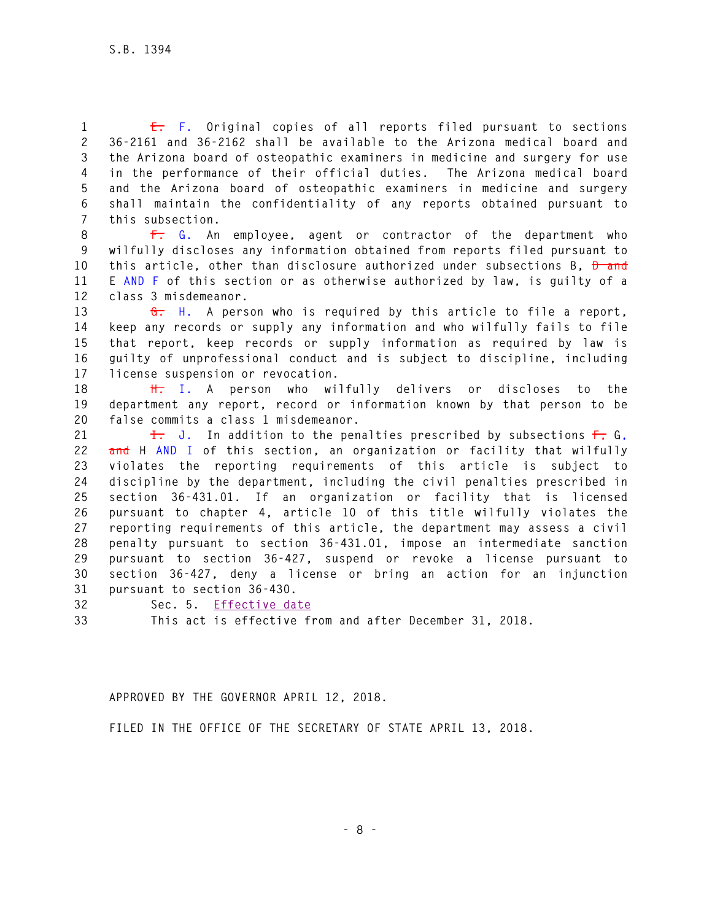~~E.~~ F. Original copies of all reports filed pursuant to sections 36-2161 and 36-2162 shall be available to the Arizona medical board and the Arizona board of osteopathic examiners in medicine and surgery for use in the performance of their official duties. The Arizona medical board and the Arizona board of osteopathic examiners in medicine and surgery shall maintain the confidentiality of any reports obtained pursuant to this subsection.

~~F.~~ G. An employee, agent or contractor of the department who wilfully discloses any information obtained from reports filed pursuant to this article, other than disclosure authorized under subsections B, ~~D and~~ E AND F of this section or as otherwise authorized by law, is guilty of a class 3 misdemeanor.

~~G.~~ H. A person who is required by this article to file a report, keep any records or supply any information and who wilfully fails to file that report, keep records or supply information as required by law is guilty of unprofessional conduct and is subject to discipline, including license suspension or revocation.

~~H.~~ I. A person who wilfully delivers or discloses to the department any report, record or information known by that person to be false commits a class 1 misdemeanor.

~~I.~~ J. In addition to the penalties prescribed by subsections ~~F,~~ G, ~~and~~ H AND I of this section, an organization or facility that wilfully violates the reporting requirements of this article is subject to discipline by the department, including the civil penalties prescribed in section 36-431.01. If an organization or facility that is licensed pursuant to chapter 4, article 10 of this title wilfully violates the reporting requirements of this article, the department may assess a civil penalty pursuant to section 36-431.01, impose an intermediate sanction pursuant to section 36-427, suspend or revoke a license pursuant to section 36-427, deny a license or bring an action for an injunction pursuant to section 36-430.

Sec. 5. Effective date

This act is effective from and after December 31, 2018.

APPROVED BY THE GOVERNOR APRIL 12, 2018.

FILED IN THE OFFICE OF THE SECRETARY OF STATE APRIL 13, 2018.